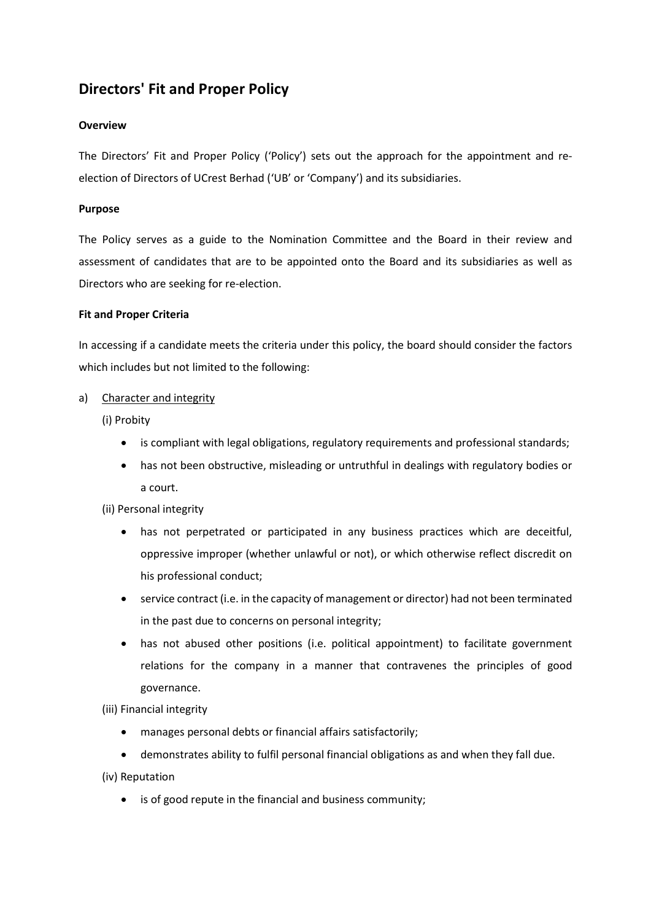# Directors' Fit and Proper Policy

**Overview**

The Directors' Fit and Proper Policy ('Policy') sets out the approach for the appointment and re-election of Directors of UCrest Berhad ('UB' or 'Company') and its subsidiaries.

**Purpose**

The Policy serves as a guide to the Nomination Committee and the Board in their review and assessment of candidates that are to be appointed onto the Board and its subsidiaries as well as Directors who are seeking for re-election.

**Fit and Proper Criteria**

In accessing if a candidate meets the criteria under this policy, the board should consider the factors which includes but not limited to the following:

a) <u>Character and integrity</u>

(i) Probity

- is compliant with legal obligations, regulatory requirements and professional standards;
- has not been obstructive, misleading or untruthful in dealings with regulatory bodies or a court.

(ii) Personal integrity

- has not perpetrated or participated in any business practices which are deceitful, oppressive improper (whether unlawful or not), or which otherwise reflect discredit on his professional conduct;
- service contract (i.e. in the capacity of management or director) had not been terminated in the past due to concerns on personal integrity;
- has not abused other positions (i.e. political appointment) to facilitate government relations for the company in a manner that contravenes the principles of good governance.

(iii) Financial integrity

- manages personal debts or financial affairs satisfactorily;
- demonstrates ability to fulfil personal financial obligations as and when they fall due.

(iv) Reputation

- is of good repute in the financial and business community;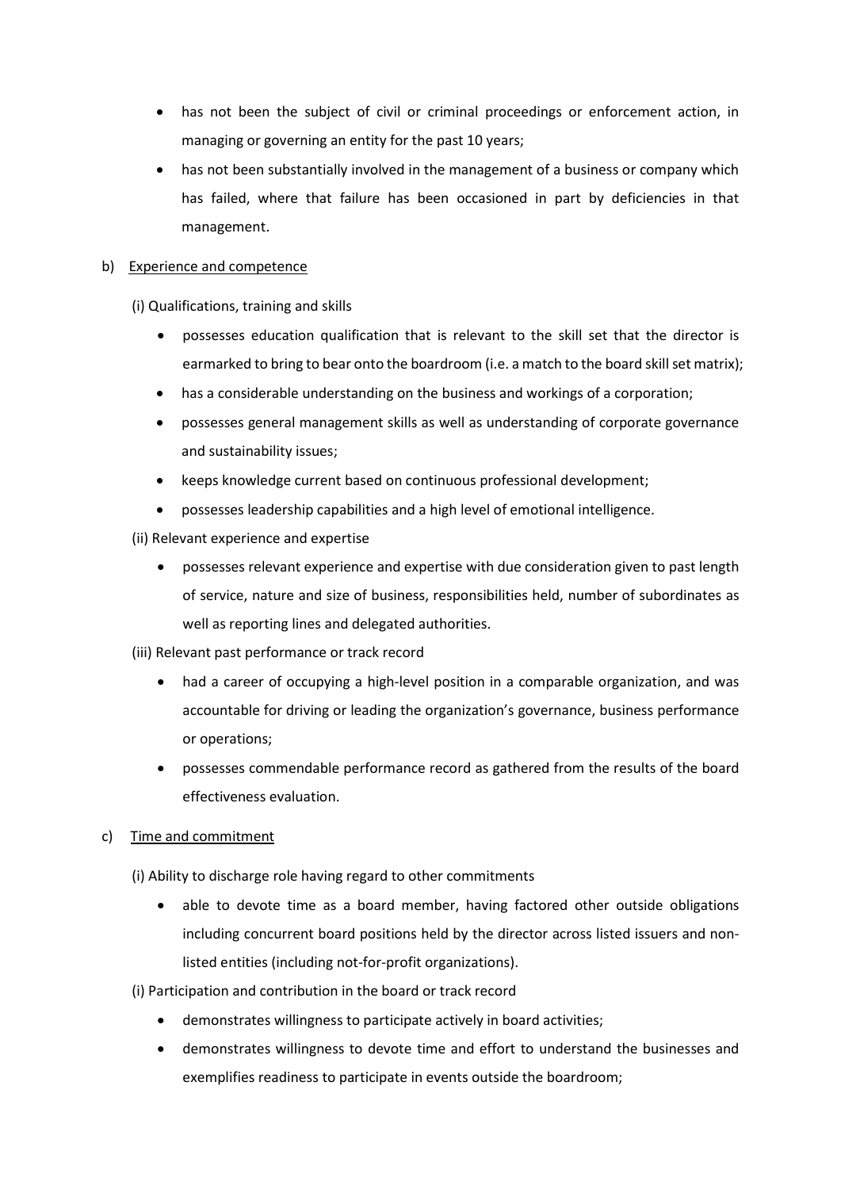- has not been the subject of civil or criminal proceedings or enforcement action, in managing or governing an entity for the past 10 years;
- has not been substantially involved in the management of a business or company which has failed, where that failure has been occasioned in part by deficiencies in that management.

b) <u>Experience and competence</u>

(i) Qualifications, training and skills

- possesses education qualification that is relevant to the skill set that the director is earmarked to bring to bear onto the boardroom (i.e. a match to the board skill set matrix);
- has a considerable understanding on the business and workings of a corporation;
- possesses general management skills as well as understanding of corporate governance and sustainability issues;
- keeps knowledge current based on continuous professional development;
- possesses leadership capabilities and a high level of emotional intelligence.

(ii) Relevant experience and expertise

- possesses relevant experience and expertise with due consideration given to past length of service, nature and size of business, responsibilities held, number of subordinates as well as reporting lines and delegated authorities.

(iii) Relevant past performance or track record

- had a career of occupying a high-level position in a comparable organization, and was accountable for driving or leading the organization's governance, business performance or operations;
- possesses commendable performance record as gathered from the results of the board effectiveness evaluation.

c) <u>Time and commitment</u>

(i) Ability to discharge role having regard to other commitments

- able to devote time as a board member, having factored other outside obligations including concurrent board positions held by the director across listed issuers and non-listed entities (including not-for-profit organizations).

(i) Participation and contribution in the board or track record

- demonstrates willingness to participate actively in board activities;
- demonstrates willingness to devote time and effort to understand the businesses and exemplifies readiness to participate in events outside the boardroom;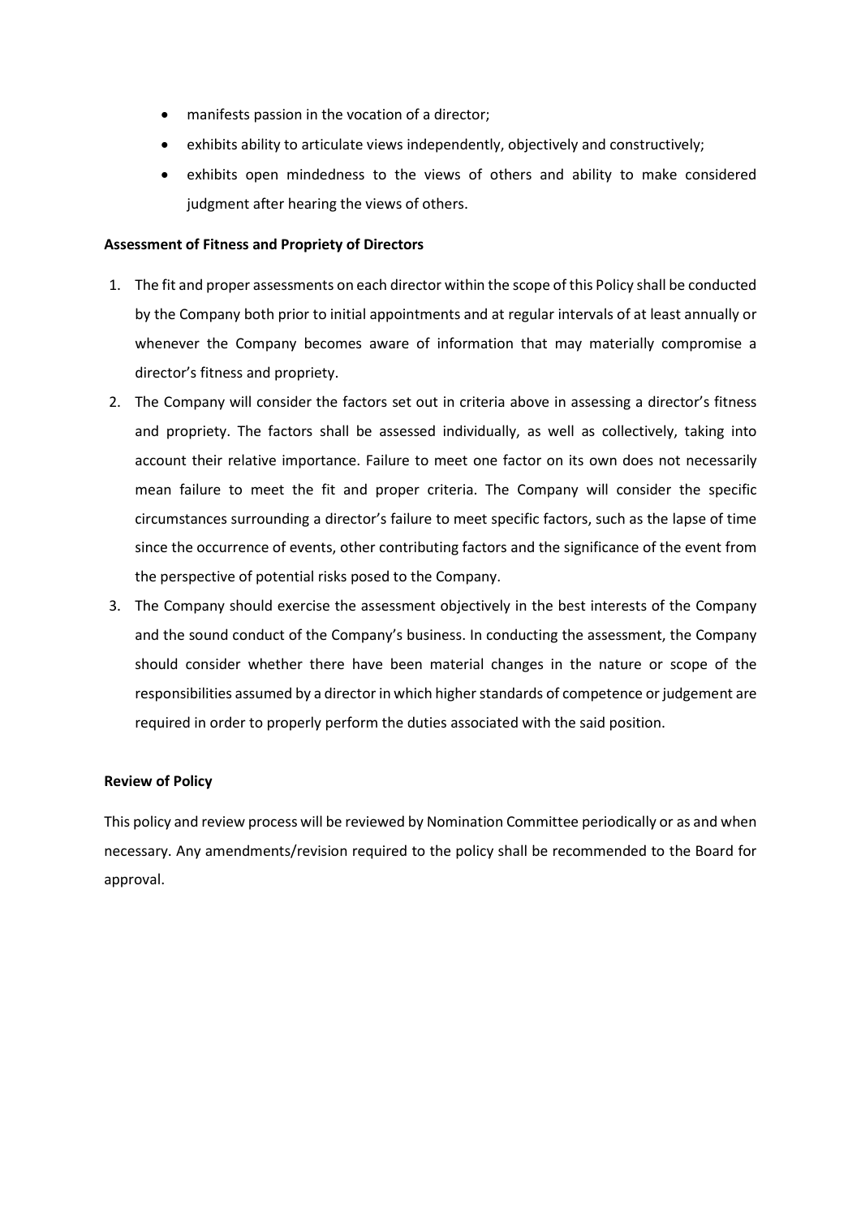- manifests passion in the vocation of a director;
- exhibits ability to articulate views independently, objectively and constructively;
- exhibits open mindedness to the views of others and ability to make considered judgment after hearing the views of others.

**Assessment of Fitness and Propriety of Directors**

1. The fit and proper assessments on each director within the scope of this Policy shall be conducted by the Company both prior to initial appointments and at regular intervals of at least annually or whenever the Company becomes aware of information that may materially compromise a director's fitness and propriety.
2. The Company will consider the factors set out in criteria above in assessing a director's fitness and propriety. The factors shall be assessed individually, as well as collectively, taking into account their relative importance. Failure to meet one factor on its own does not necessarily mean failure to meet the fit and proper criteria. The Company will consider the specific circumstances surrounding a director's failure to meet specific factors, such as the lapse of time since the occurrence of events, other contributing factors and the significance of the event from the perspective of potential risks posed to the Company.
3. The Company should exercise the assessment objectively in the best interests of the Company and the sound conduct of the Company's business. In conducting the assessment, the Company should consider whether there have been material changes in the nature or scope of the responsibilities assumed by a director in which higher standards of competence or judgement are required in order to properly perform the duties associated with the said position.

**Review of Policy**

This policy and review process will be reviewed by Nomination Committee periodically or as and when necessary. Any amendments/revision required to the policy shall be recommended to the Board for approval.